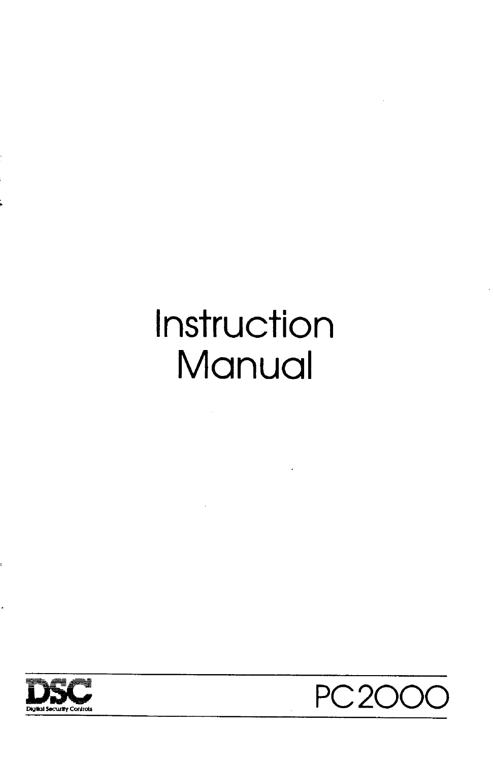# Instruction Manual

DSC

Digital Security Controls

PC2000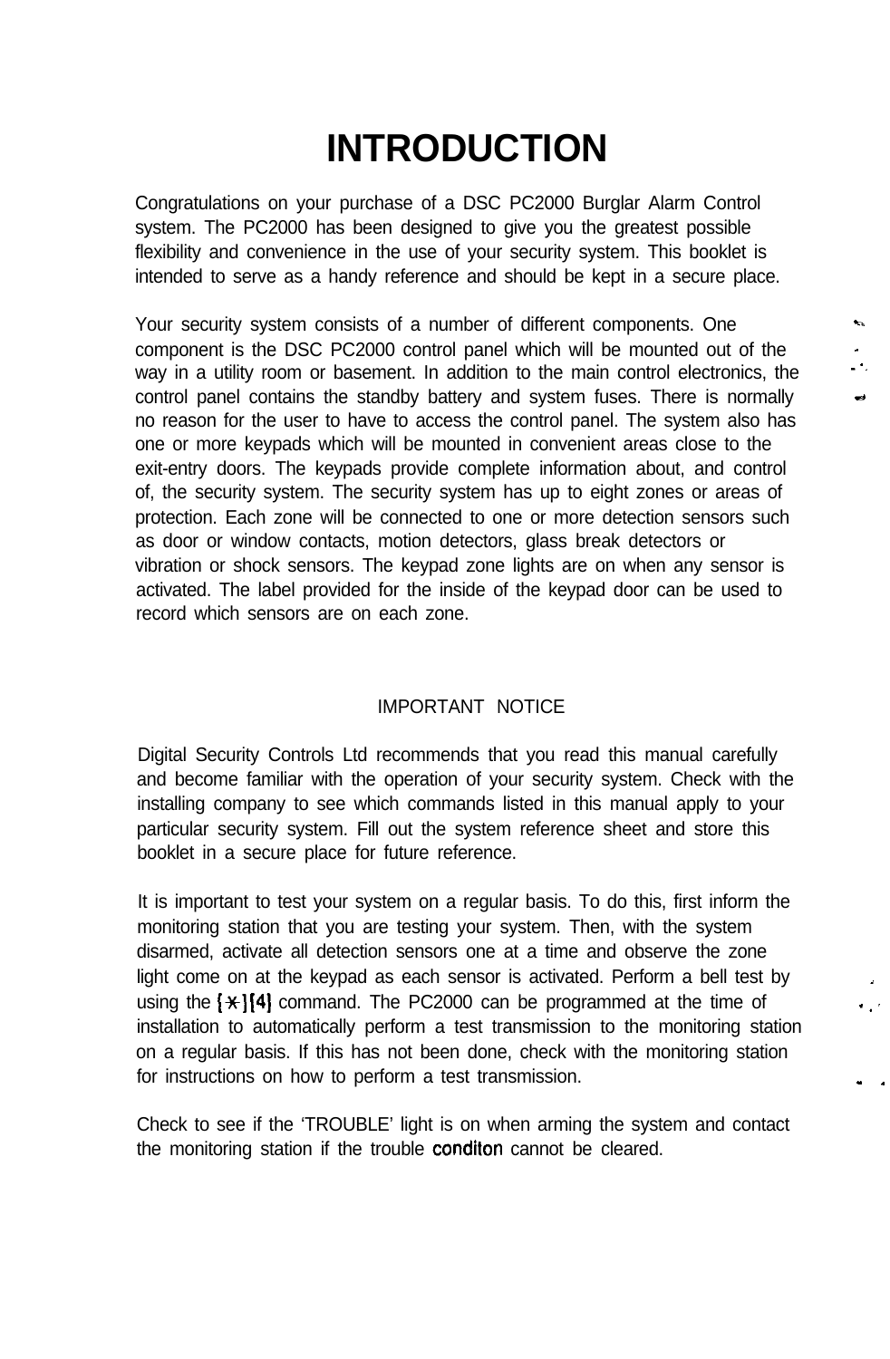# INTRODUCTION

Congratulations on your purchase of a DSC PC2000 Burglar Alarm Control system. The PC2000 has been designed to give you the greatest possible flexibility and convenience in the use of your security system. This booklet is intended to serve as a handy reference and should be kept in a secure place.

Your security system consists of a number of different components. One component is the DSC PC2000 control panel which will be mounted out of the way in a utility room or basement. In addition to the main control electronics, the control panel contains the standby battery and system fuses. There is normally no reason for the user to have to access the control panel. The system also has one or more keypads which will be mounted in convenient areas close to the exit-entry doors. The keypads provide complete information about, and control of, the security system. The security system has up to eight zones or areas of protection. Each zone will be connected to one or more detection sensors such as door or window contacts, motion detectors, glass break detectors or vibration or shock sensors. The keypad zone lights are on when any sensor is activated. The label provided for the inside of the keypad door can be used to record which sensors are on each zone.

IMPORTANT NOTICE

Digital Security Controls Ltd recommends that you read this manual carefully and become familiar with the operation of your security system. Check with the installing company to see which commands listed in this manual apply to your particular security system. Fill out the system reference sheet and store this booklet in a secure place for future reference.

It is important to test your system on a regular basis. To do this, first inform the monitoring station that you are testing your system. Then, with the system disarmed, activate all detection sensors one at a time and observe the zone light come on at the keypad as each sensor is activated. Perform a bell test by using the [*][4] command. The PC2000 can be programmed at the time of installation to automatically perform a test transmission to the monitoring station on a regular basis. If this has not been done, check with the monitoring station for instructions on how to perform a test transmission.

Check to see if the 'TROUBLE' light is on when arming the system and contact the monitoring station if the trouble conditon cannot be cleared.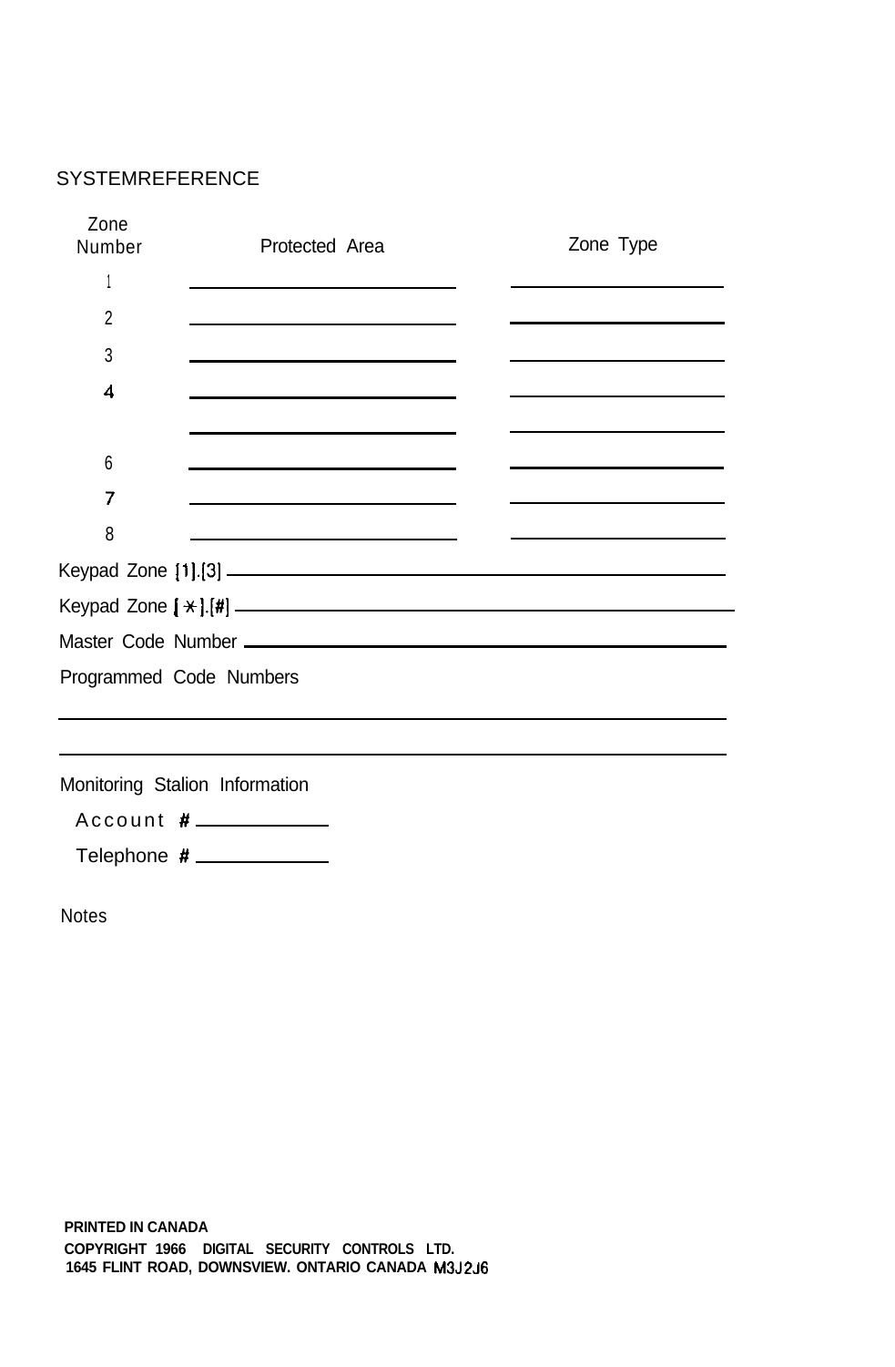## SYSTEMREFERENCE

| Zone Number | Protected Area | Zone Type |
|---|---|---|
| 1 | | |
| 2 | | |
| 3 | | |
| 4 | | |
| | | |
| 6 | | |
| 7 | | |
| 8 | | |

Keypad Zone [1].[3] ________________________________

Keypad Zone [ * ].[#] ________________________________

Master Code Number ________________________________

Programmed Code Numbers

________________________________

________________________________

Monitoring Stalion Information

Account # ____________

Telephone # ____________

Notes

**PRINTED IN CANADA**

**COPYRIGHT 1966 DIGITAL SECURITY CONTROLS LTD.**
**1645 FLINT ROAD, DOWNSVIEW. ONTARIO CANADA M3J2J6**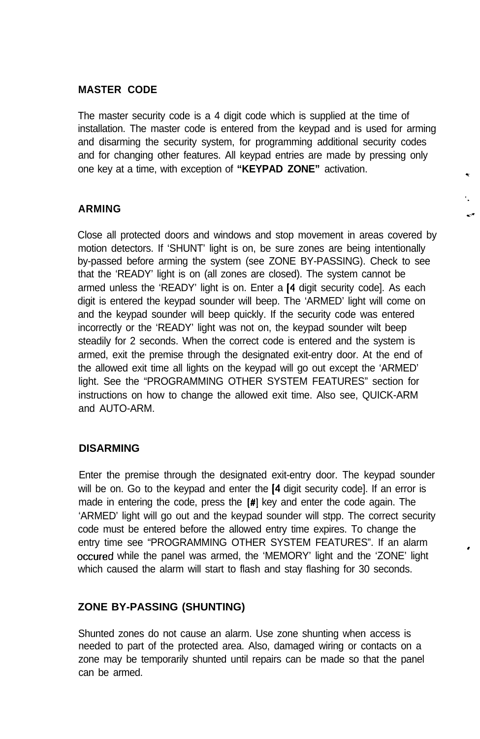## MASTER CODE

The master security code is a 4 digit code which is supplied at the time of installation. The master code is entered from the keypad and is used for arming and disarming the security system, for programming additional security codes and for changing other features. All keypad entries are made by pressing only one key at a time, with exception of **"KEYPAD ZONE"** activation.

## ARMING

Close all protected doors and windows and stop movement in areas covered by motion detectors. If 'SHUNT' light is on, be sure zones are being intentionally by-passed before arming the system (see ZONE BY-PASSING). Check to see that the 'READY' light is on (all zones are closed). The system cannot be armed unless the 'READY' light is on. Enter a [4 digit security code]. As each digit is entered the keypad sounder will beep. The 'ARMED' light will come on and the keypad sounder will beep quickly. If the security code was entered incorrectly or the 'READY' light was not on, the keypad sounder wilt beep steadily for 2 seconds. When the correct code is entered and the system is armed, exit the premise through the designated exit-entry door. At the end of the allowed exit time all lights on the keypad will go out except the 'ARMED' light. See the "PROGRAMMING OTHER SYSTEM FEATURES" section for instructions on how to change the allowed exit time. Also see, QUICK-ARM and AUTO-ARM.

## DISARMING

Enter the premise through the designated exit-entry door. The keypad sounder will be on. Go to the keypad and enter the [4 digit security code]. If an error is made in entering the code, press the [#] key and enter the code again. The 'ARMED' light will go out and the keypad sounder will stpp. The correct security code must be entered before the allowed entry time expires. To change the entry time see "PROGRAMMING OTHER SYSTEM FEATURES". If an alarm occured while the panel was armed, the 'MEMORY' light and the 'ZONE' light which caused the alarm will start to flash and stay flashing for 30 seconds.

## ZONE BY-PASSING (SHUNTING)

Shunted zones do not cause an alarm. Use zone shunting when access is needed to part of the protected area. Also, damaged wiring or contacts on a zone may be temporarily shunted until repairs can be made so that the panel can be armed.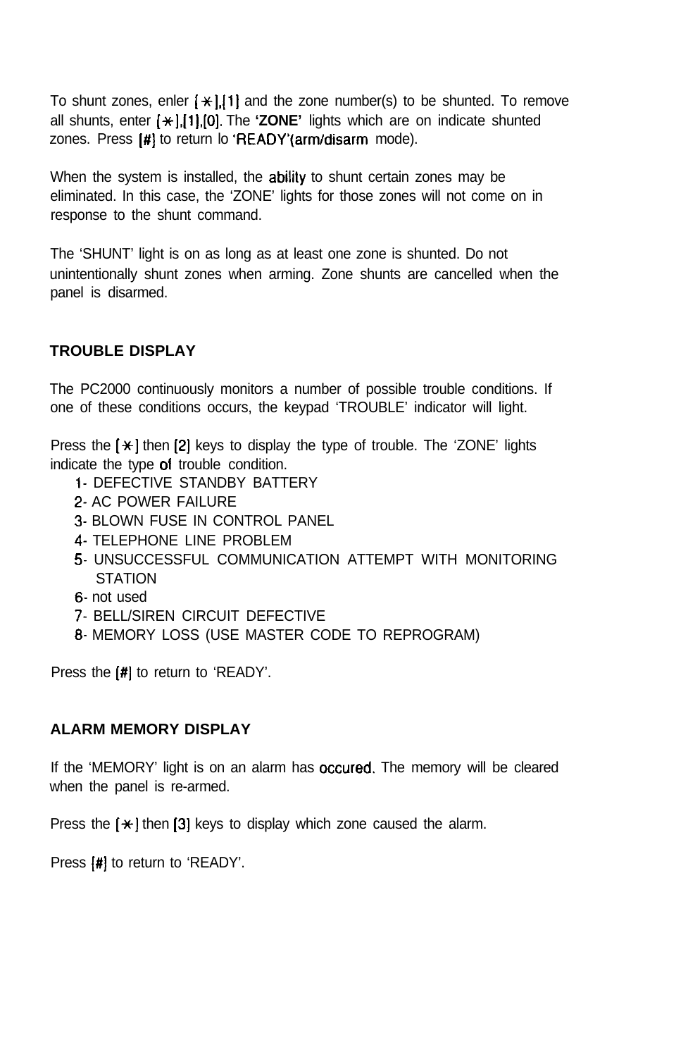To shunt zones, enler [*],[1] and the zone number(s) to be shunted. To remove all shunts, enter [*],[1],[0]. The **'ZONE'** lights which are on indicate shunted zones. Press [#] to return lo 'READY'(arm/disarm mode).

When the system is installed, the ability to shunt certain zones may be eliminated. In this case, the 'ZONE' lights for those zones will not come on in response to the shunt command.

The 'SHUNT' light is on as long as at least one zone is shunted. Do not unintentionally shunt zones when arming. Zone shunts are cancelled when the panel is disarmed.

## TROUBLE DISPLAY

The PC2000 continuously monitors a number of possible trouble conditions. If one of these conditions occurs, the keypad 'TROUBLE' indicator will light.

Press the [*] then [2] keys to display the type of trouble. The 'ZONE' lights indicate the type of trouble condition.

1- DEFECTIVE STANDBY BATTERY
2- AC POWER FAILURE
3- BLOWN FUSE IN CONTROL PANEL
4- TELEPHONE LINE PROBLEM
5- UNSUCCESSFUL COMMUNICATION ATTEMPT WITH MONITORING STATION
6- not used
7- BELL/SIREN CIRCUIT DEFECTIVE
8- MEMORY LOSS (USE MASTER CODE TO REPROGRAM)

Press the [#] to return to 'READY'.

## ALARM MEMORY DISPLAY

If the 'MEMORY' light is on an alarm has occured. The memory will be cleared when the panel is re-armed.

Press the [*] then [3] keys to display which zone caused the alarm.

Press [#] to return to 'READY'.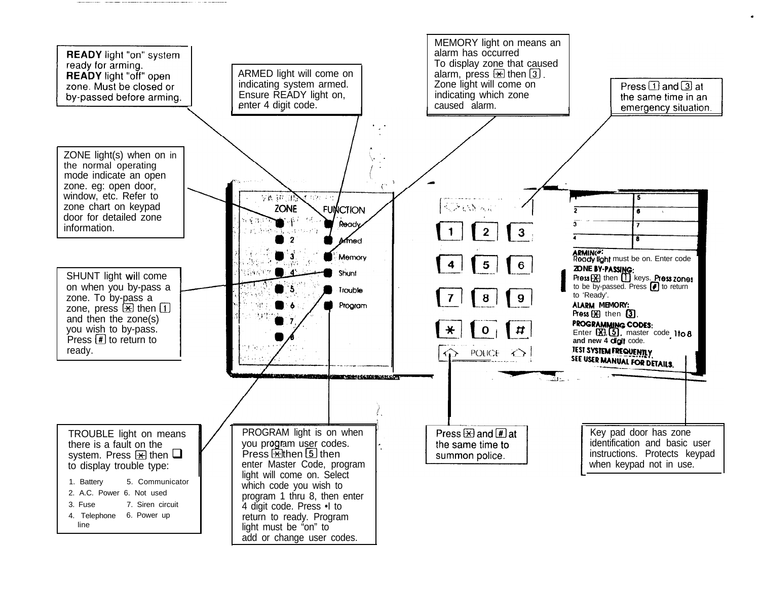**READY** light "on" system ready for arming.
**READY** light "off" open zone. Must be closed or by-passed before arming.

ARMED light will come on indicating system armed. Ensure READY light on, enter 4 digit code.

MEMORY light on means an alarm has occurred
To display zone that caused alarm, press [*] then [3]. Zone light will come on indicating which zone caused alarm.

Press [1] and [3] at the same time in an emergency situation.

ZONE light(s) when on in the normal operating mode indicate an open zone. eg: open door, window, etc. Refer to zone chart on keypad door for detailed zone information.

SHUNT light will come on when you by-pass a zone. To by-pass a zone, press [*] then [1] and then the zone(s) you wish to by-pass. Press [#] to return to ready.

ZONE — FUNCTION
1 Ready
2 Armed
3 Memory
4 Shunt
5 Trouble
6 Program
7
8

1 2 3
4 5 6
7 8 9
* 0 #
POLICE

| 1 | 5 |
|---|---|
| 2 | 6 |
| 3 | 7 |
| 4 | 8 |

**ARMING:**
Ready light must be on. Enter code
**ZONE BY-PASSING:**
Press [*] then [1] keys. Press zones to be by-passed. Press [#] to return to 'Ready'.
**ALARM MEMORY:**
Press [*] then [3].
**PROGRAMMING CODES:**
Enter [*],[5], master code 1 to 8 and new 4 digit code.
**TEST SYSTEM FREQUENTLY**
**SEE USER MANUAL FOR DETAILS.**

TROUBLE light on means there is a fault on the system. Press [*] then [ ] to display trouble type:

1. Battery
2. A.C. Power
3. Fuse
4. Telephone line
5. Communicator
6. Not used
7. Siren circuit
6. Power up

PROGRAM light is on when you program user codes. Press [*] then [5] then enter Master Code, program light will come on. Select which code you wish to program 1 thru 8, then enter 4 digit code. Press •I to return to ready. Program light must be "on" to add or change user codes.

Press [*] and [#] at the same time to summon police.

Key pad door has zone identification and basic user instructions. Protects keypad when keypad not in use.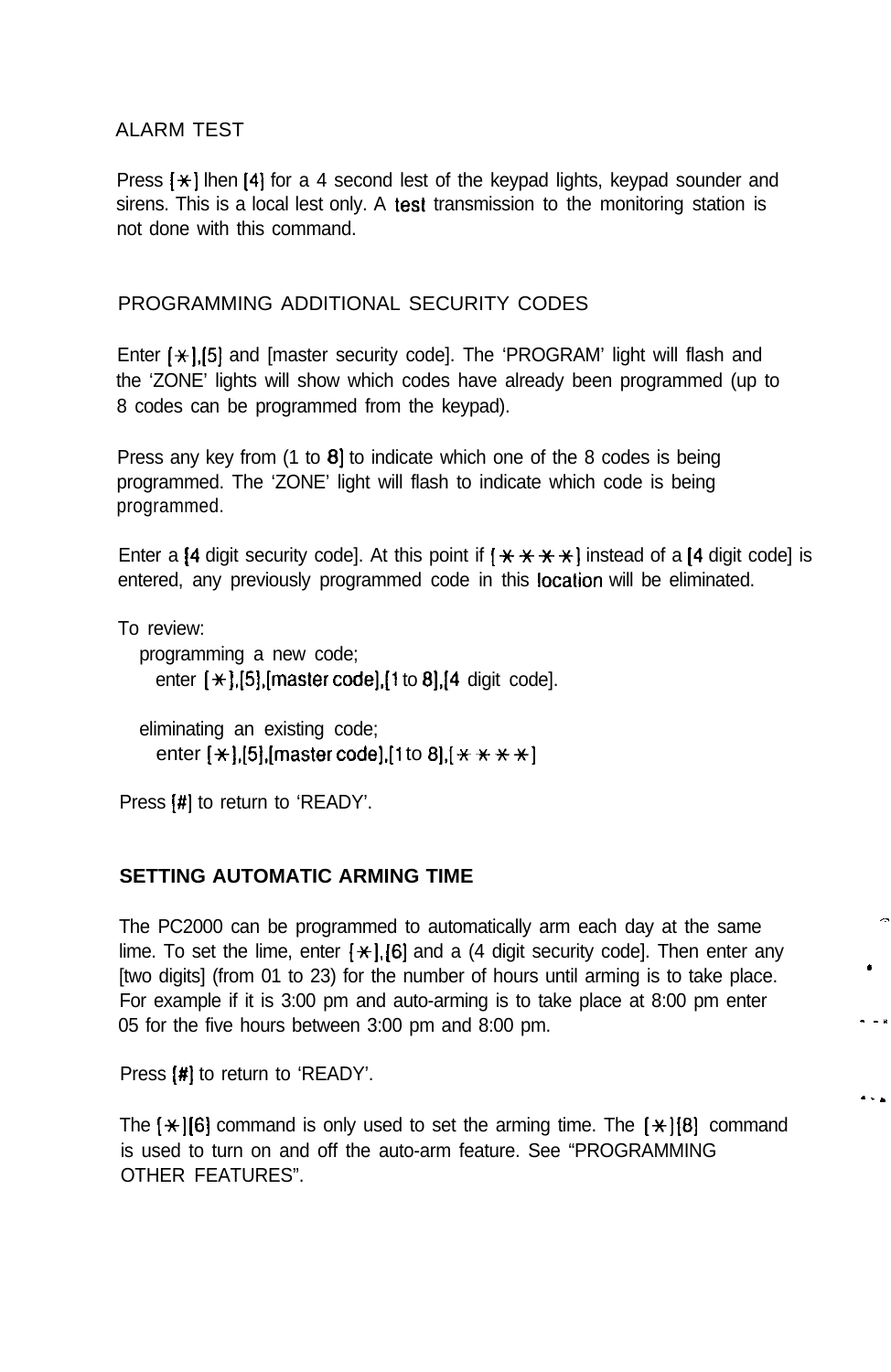ALARM TEST

Press [*] lhen [4] for a 4 second lest of the keypad lights, keypad sounder and sirens. This is a local lest only. A test transmission to the monitoring station is not done with this command.

PROGRAMMING ADDITIONAL SECURITY CODES

Enter [*],[5] and [master security code]. The 'PROGRAM' light will flash and the 'ZONE' lights will show which codes have already been programmed (up to 8 codes can be programmed from the keypad).

Press any key from (1 to 8] to indicate which one of the 8 codes is being programmed. The 'ZONE' light will flash to indicate which code is being programmed.

Enter a [4 digit security code]. At this point if [* * * *] instead of a [4 digit code] is entered, any previously programmed code in this location will be eliminated.

To review:

programming a new code;
enter [*],[5],[master code],[1 to 8],[4 digit code].

eliminating an existing code;
enter [*],[5],[master code],[1 to 8],[* * * *]

Press [#] to return to 'READY'.

**SETTING AUTOMATIC ARMING TIME**

The PC2000 can be programmed to automatically arm each day at the same lime. To set the lime, enter [*],[6] and a (4 digit security code]. Then enter any [two digits] (from 01 to 23) for the number of hours until arming is to take place. For example if it is 3:00 pm and auto-arming is to take place at 8:00 pm enter 05 for the five hours between 3:00 pm and 8:00 pm.

Press [#] to return to 'READY'.

The [*][6] command is only used to set the arming time. The [*][8] command is used to turn on and off the auto-arm feature. See "PROGRAMMING OTHER FEATURES".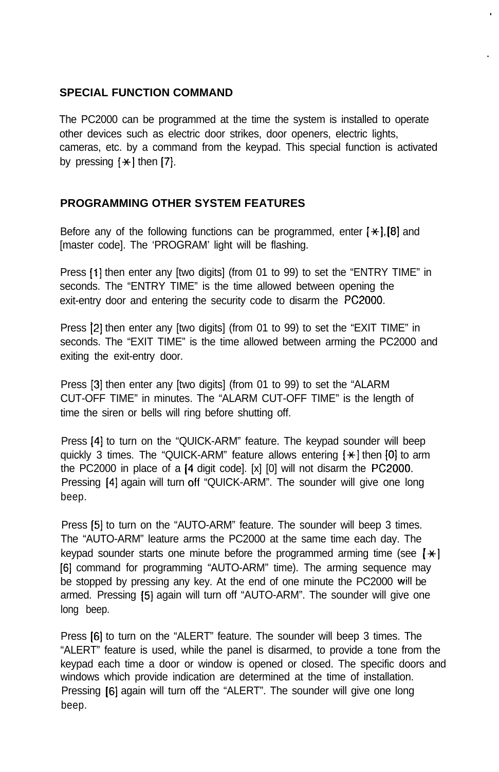## SPECIAL FUNCTION COMMAND

The PC2000 can be programmed at the time the system is installed to operate other devices such as electric door strikes, door openers, electric lights, cameras, etc. by a command from the keypad. This special function is activated by pressing [*] then [7].

## PROGRAMMING OTHER SYSTEM FEATURES

Before any of the following functions can be programmed, enter [*],[8] and [master code]. The 'PROGRAM' light will be flashing.

Press [1] then enter any [two digits] (from 01 to 99) to set the "ENTRY TIME" in seconds. The "ENTRY TIME" is the time allowed between opening the exit-entry door and entering the security code to disarm the PC2000.

Press [2] then enter any [two digits] (from 01 to 99) to set the "EXIT TIME" in seconds. The "EXIT TIME" is the time allowed between arming the PC2000 and exiting the exit-entry door.

Press [3] then enter any [two digits] (from 01 to 99) to set the "ALARM CUT-OFF TIME" in minutes. The "ALARM CUT-OFF TIME" is the length of time the siren or bells will ring before shutting off.

Press [4] to turn on the "QUICK-ARM" feature. The keypad sounder will beep quickly 3 times. The "QUICK-ARM" feature allows entering [*] then [0] to arm the PC2000 in place of a [4 digit code]. [x] [0] will not disarm the PC2000. Pressing [4] again will turn off "QUICK-ARM". The sounder will give one long beep.

Press [5] to turn on the "AUTO-ARM" feature. The sounder will beep 3 times. The "AUTO-ARM" leature arms the PC2000 at the same time each day. The keypad sounder starts one minute before the programmed arming time (see [*] [6] command for programming "AUTO-ARM" time). The arming sequence may be stopped by pressing any key. At the end of one minute the PC2000 will be armed. Pressing [5] again will turn off "AUTO-ARM". The sounder will give one long beep.

Press [6] to turn on the "ALERT" feature. The sounder will beep 3 times. The "ALERT" feature is used, while the panel is disarmed, to provide a tone from the keypad each time a door or window is opened or closed. The specific doors and windows which provide indication are determined at the time of installation. Pressing [6] again will turn off the "ALERT". The sounder will give one long beep.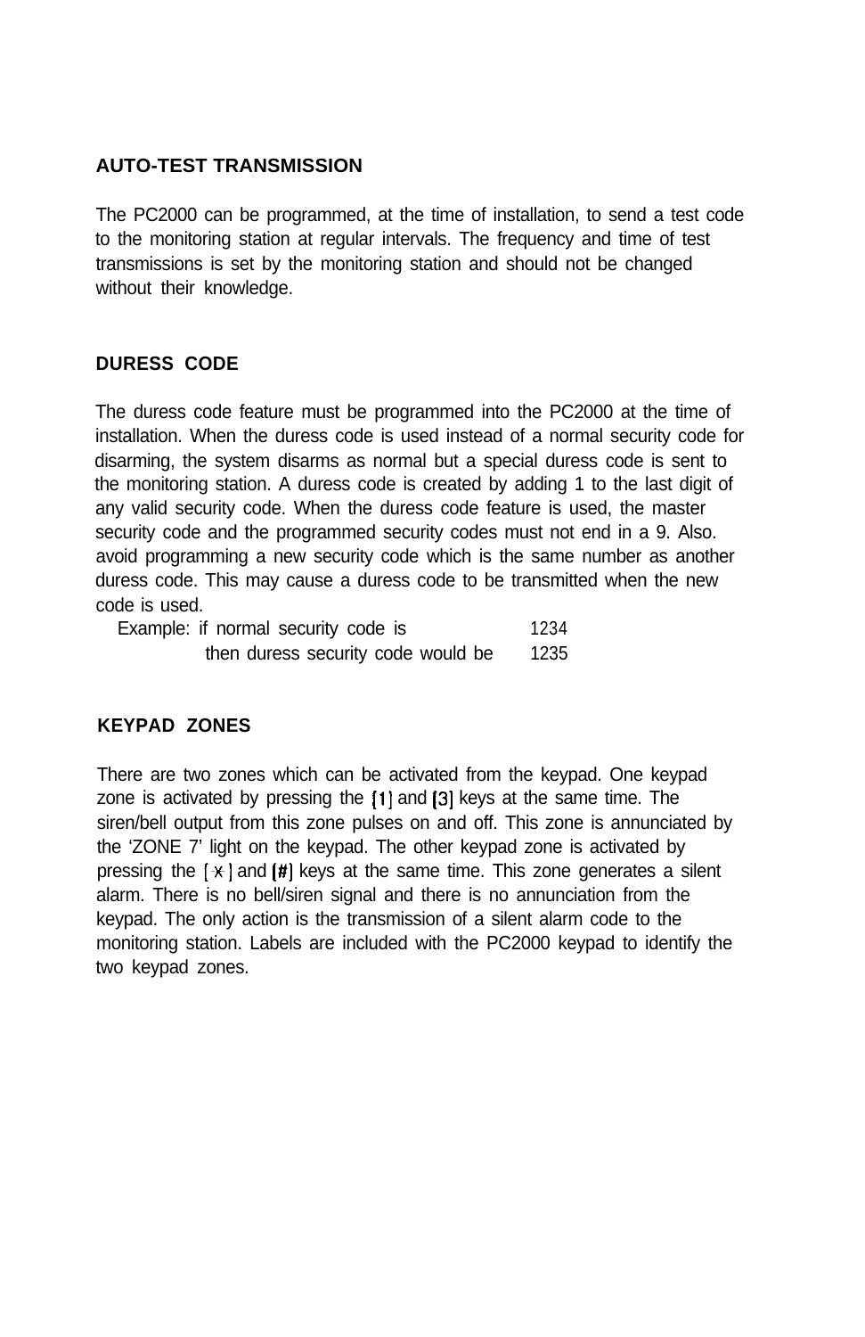## AUTO-TEST TRANSMISSION

The PC2000 can be programmed, at the time of installation, to send a test code to the monitoring station at regular intervals. The frequency and time of test transmissions is set by the monitoring station and should not be changed without their knowledge.

## DURESS CODE

The duress code feature must be programmed into the PC2000 at the time of installation. When the duress code is used instead of a normal security code for disarming, the system disarms as normal but a special duress code is sent to the monitoring station. A duress code is created by adding 1 to the last digit of any valid security code. When the duress code feature is used, the master security code and the programmed security codes must not end in a 9. Also. avoid programming a new security code which is the same number as another duress code. This may cause a duress code to be transmitted when the new code is used.

Example: if normal security code is 1234
then duress security code would be 1235

## KEYPAD ZONES

There are two zones which can be activated from the keypad. One keypad zone is activated by pressing the [1] and [3] keys at the same time. The siren/bell output from this zone pulses on and off. This zone is annunciated by the 'ZONE 7' light on the keypad. The other keypad zone is activated by pressing the [*] and [#] keys at the same time. This zone generates a silent alarm. There is no bell/siren signal and there is no annunciation from the keypad. The only action is the transmission of a silent alarm code to the monitoring station. Labels are included with the PC2000 keypad to identify the two keypad zones.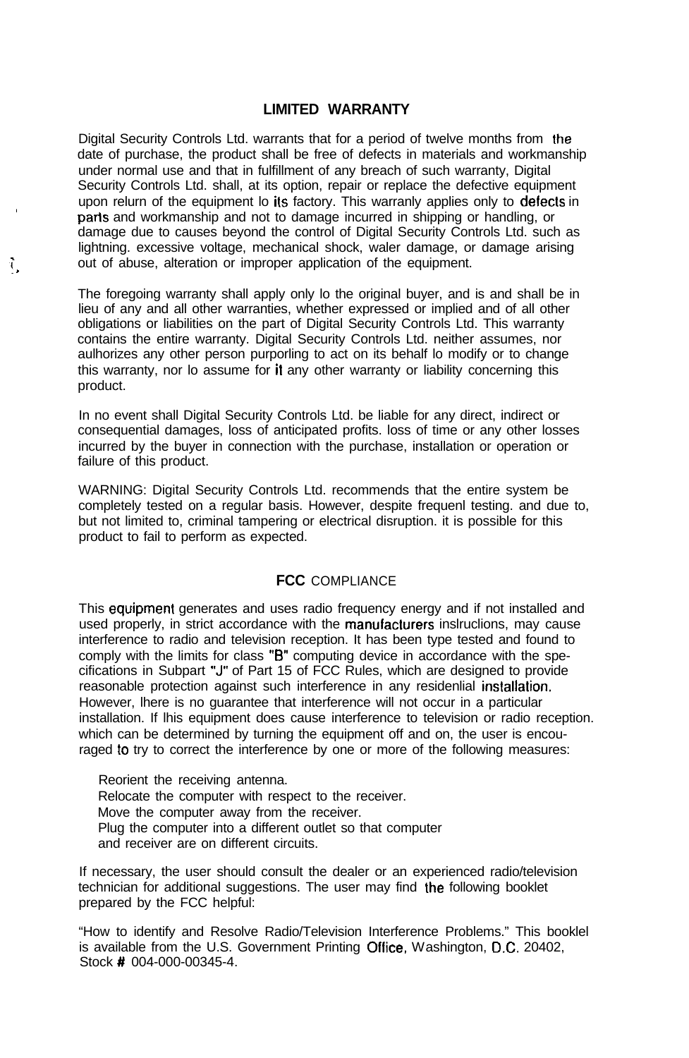## LIMITED WARRANTY

Digital Security Controls Ltd. warrants that for a period of twelve months from the date of purchase, the product shall be free of defects in materials and workmanship under normal use and that in fulfillment of any breach of such warranty, Digital Security Controls Ltd. shall, at its option, repair or replace the defective equipment upon relurn of the equipment lo its factory. This warranly applies only to defects in parts and workmanship and not to damage incurred in shipping or handling, or damage due to causes beyond the control of Digital Security Controls Ltd. such as lightning. excessive voltage, mechanical shock, waler damage, or damage arising out of abuse, alteration or improper application of the equipment.

The foregoing warranty shall apply only lo the original buyer, and is and shall be in lieu of any and all other warranties, whether expressed or implied and of all other obligations or liabilities on the part of Digital Security Controls Ltd. This warranty contains the entire warranty. Digital Security Controls Ltd. neither assumes, nor aulhorizes any other person purporling to act on its behalf lo modify or to change this warranty, nor lo assume for it any other warranty or liability concerning this product.

In no event shall Digital Security Controls Ltd. be liable for any direct, indirect or consequential damages, loss of anticipated profits. loss of time or any other losses incurred by the buyer in connection with the purchase, installation or operation or failure of this product.

WARNING: Digital Security Controls Ltd. recommends that the entire system be completely tested on a regular basis. However, despite frequenl testing. and due to, but not limited to, criminal tampering or electrical disruption. it is possible for this product to fail to perform as expected.

## FCC COMPLIANCE

This equipment generates and uses radio frequency energy and if not installed and used properly, in strict accordance with the manufacturers inslruclions, may cause interference to radio and television reception. It has been type tested and found to comply with the limits for class "B" computing device in accordance with the specifications in Subpart "J" of Part 15 of FCC Rules, which are designed to provide reasonable protection against such interference in any residenlial installation. However, lhere is no guarantee that interference will not occur in a particular installation. If lhis equipment does cause interference to television or radio reception. which can be determined by turning the equipment off and on, the user is encouraged to try to correct the interference by one or more of the following measures:

Reorient the receiving antenna.
Relocate the computer with respect to the receiver.
Move the computer away from the receiver.
Plug the computer into a different outlet so that computer and receiver are on different circuits.

If necessary, the user should consult the dealer or an experienced radio/television technician for additional suggestions. The user may find the following booklet prepared by the FCC helpful:

"How to identify and Resolve Radio/Television Interference Problems." This booklel is available from the U.S. Government Printing Office, Washington, D.C. 20402, Stock # 004-000-00345-4.